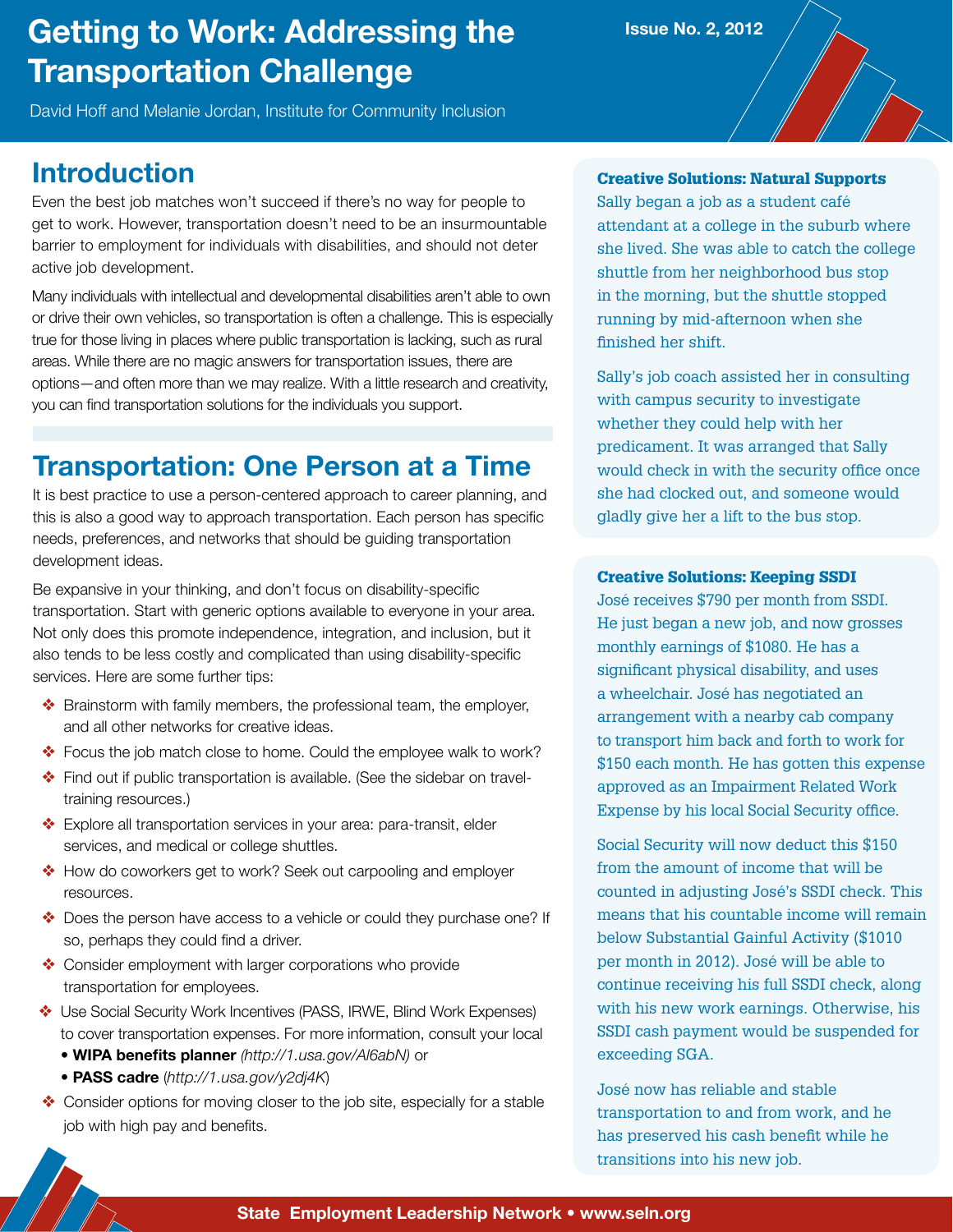# Getting to Work: Addressing the Transportation Challenge

Issue No. 2, 2012

David Hoff and Melanie Jordan, Institute for Community Inclusion

## Introduction

Even the best job matches won't succeed if there's no way for people to get to work. However, transportation doesn't need to be an insurmountable barrier to employment for individuals with disabilities, and should not deter active job development.

Many individuals with intellectual and developmental disabilities aren't able to own or drive their own vehicles, so transportation is often a challenge. This is especially true for those living in places where public transportation is lacking, such as rural areas. While there are no magic answers for transportation issues, there are options—and often more than we may realize. With a little research and creativity, you can find transportation solutions for the individuals you support.

## Transportation: One Person at a Time

It is best practice to use a person-centered approach to career planning, and this is also a good way to approach transportation. Each person has specific needs, preferences, and networks that should be guiding transportation development ideas.

Be expansive in your thinking, and don't focus on disability-specific transportation. Start with generic options available to everyone in your area. Not only does this promote independence, integration, and inclusion, but it also tends to be less costly and complicated than using disability-specific services. Here are some further tips:

- Brainstorm with family members, the professional team, the employer, and all other networks for creative ideas.
- Focus the job match close to home. Could the employee walk to work?
- Find out if public transportation is available. (See the sidebar on travel-training resources.)
- Explore all transportation services in your area: para-transit, elder services, and medical or college shuttles.
- How do coworkers get to work? Seek out carpooling and employer resources.
- Does the person have access to a vehicle or could they purchase one? If so, perhaps they could find a driver.
- Consider employment with larger corporations who provide transportation for employees.
- Use Social Security Work Incentives (PASS, IRWE, Blind Work Expenses) to cover transportation expenses. For more information, consult your local
  - **WIPA benefits planner** *(http://1.usa.gov/Al6abN)* or
  - **PASS cadre** (*http://1.usa.gov/y2dj4K*)
- Consider options for moving closer to the job site, especially for a stable job with high pay and benefits.

### Creative Solutions: Natural Supports

Sally began a job as a student café attendant at a college in the suburb where she lived. She was able to catch the college shuttle from her neighborhood bus stop in the morning, but the shuttle stopped running by mid-afternoon when she finished her shift.

Sally's job coach assisted her in consulting with campus security to investigate whether they could help with her predicament. It was arranged that Sally would check in with the security office once she had clocked out, and someone would gladly give her a lift to the bus stop.

### Creative Solutions: Keeping SSDI

José receives $790 per month from SSDI. He just began a new job, and now grosses monthly earnings of $1080. He has a significant physical disability, and uses a wheelchair. José has negotiated an arrangement with a nearby cab company to transport him back and forth to work for $150 each month. He has gotten this expense approved as an Impairment Related Work Expense by his local Social Security office.

Social Security will now deduct this $150 from the amount of income that will be counted in adjusting José's SSDI check. This means that his countable income will remain below Substantial Gainful Activity ($1010 per month in 2012). José will be able to continue receiving his full SSDI check, along with his new work earnings. Otherwise, his SSDI cash payment would be suspended for exceeding SGA.

José now has reliable and stable transportation to and from work, and he has preserved his cash benefit while he transitions into his new job.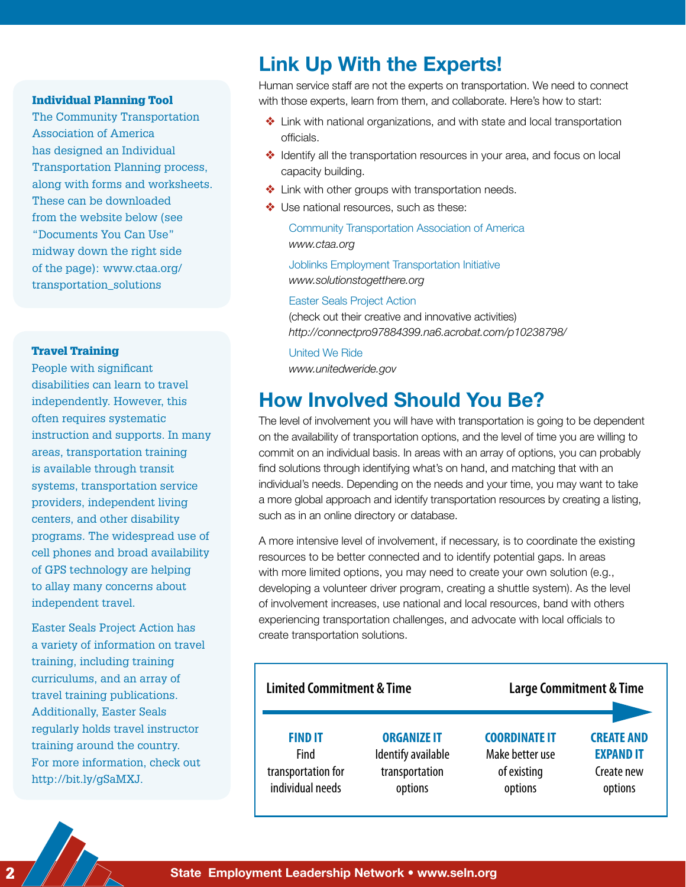## Link Up With the Experts!

Human service staff are not the experts on transportation. We need to connect with those experts, learn from them, and collaborate. Here's how to start:

- Link with national organizations, and with state and local transportation officials.
- Identify all the transportation resources in your area, and focus on local capacity building.
- Link with other groups with transportation needs.
- Use national resources, such as these:

  Community Transportation Association of America
  *www.ctaa.org*

  Joblinks Employment Transportation Initiative
  *www.solutionstogetthere.org*

  Easter Seals Project Action
  (check out their creative and innovative activities)
  *http://connectpro97884399.na6.acrobat.com/p10238798/*

  United We Ride
  *www.unitedweride.gov*

## How Involved Should You Be?

The level of involvement you will have with transportation is going to be dependent on the availability of transportation options, and the level of time you are willing to commit on an individual basis. In areas with an array of options, you can probably find solutions through identifying what's on hand, and matching that with an individual's needs. Depending on the needs and your time, you may want to take a more global approach and identify transportation resources by creating a listing, such as in an online directory or database.

A more intensive level of involvement, if necessary, is to coordinate the existing resources to be better connected and to identify potential gaps. In areas with more limited options, you may need to create your own solution (e.g., developing a volunteer driver program, creating a shuttle system). As the level of involvement increases, use national and local resources, band with others experiencing transportation challenges, and advocate with local officials to create transportation solutions.

**Limited Commitment & Time** → **Large Commitment & Time**

| FIND IT | ORGANIZE IT | COORDINATE IT | CREATE AND EXPAND IT |
|---|---|---|---|
| Find transportation for individual needs | Identify available transportation options | Make better use of existing options | Create new options |

### Individual Planning Tool

The Community Transportation Association of America has designed an Individual Transportation Planning process, along with forms and worksheets. These can be downloaded from the website below (see "Documents You Can Use" midway down the right side of the page): www.ctaa.org/transportation_solutions

### Travel Training

People with significant disabilities can learn to travel independently. However, this often requires systematic instruction and supports. In many areas, transportation training is available through transit systems, transportation service providers, independent living centers, and other disability programs. The widespread use of cell phones and broad availability of GPS technology are helping to allay many concerns about independent travel.

Easter Seals Project Action has a variety of information on travel training, including training curriculums, and an array of travel training publications. Additionally, Easter Seals regularly holds travel instructor training around the country. For more information, check out http://bit.ly/gSaMXJ.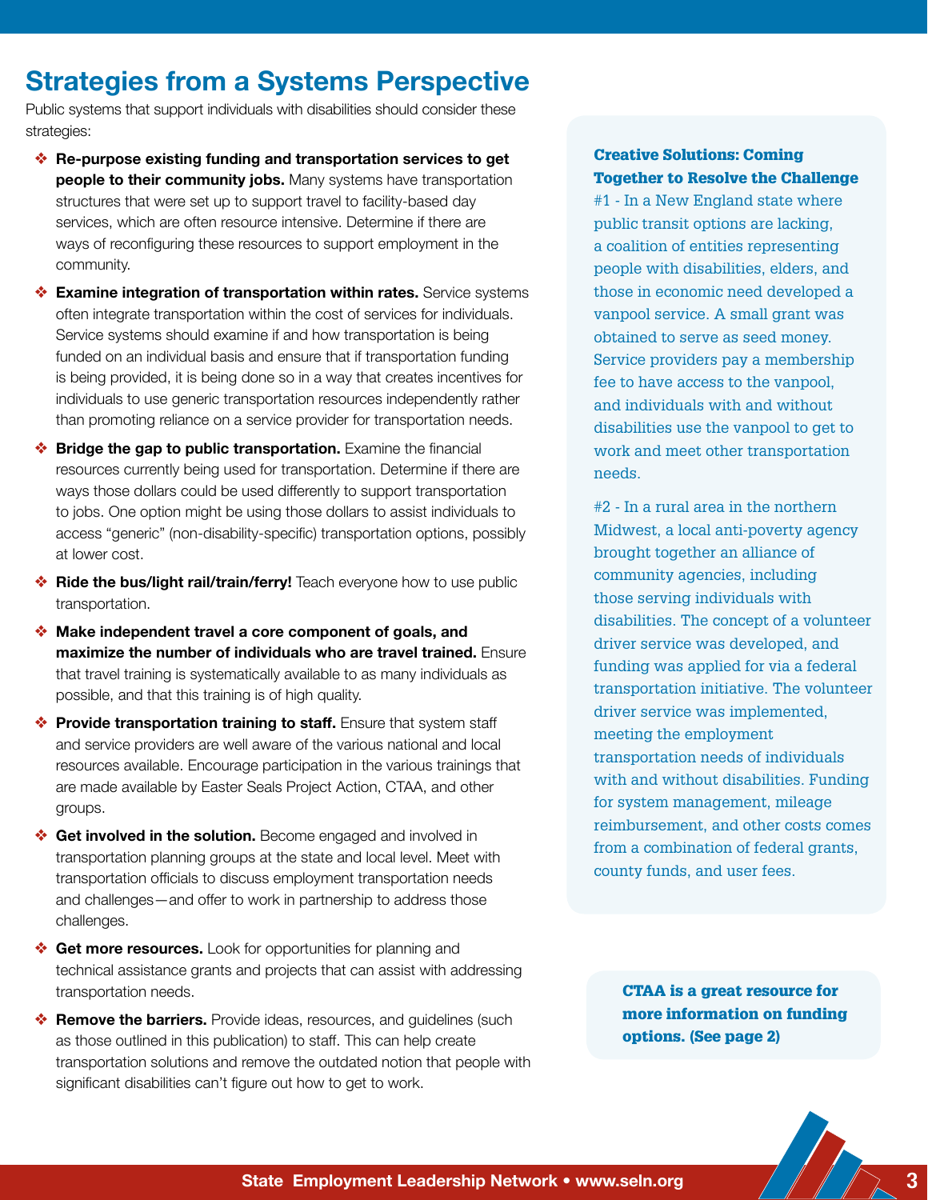## Strategies from a Systems Perspective

Public systems that support individuals with disabilities should consider these strategies:

- **Re-purpose existing funding and transportation services to get people to their community jobs.** Many systems have transportation structures that were set up to support travel to facility-based day services, which are often resource intensive. Determine if there are ways of reconfiguring these resources to support employment in the community.
- **Examine integration of transportation within rates.** Service systems often integrate transportation within the cost of services for individuals. Service systems should examine if and how transportation is being funded on an individual basis and ensure that if transportation funding is being provided, it is being done so in a way that creates incentives for individuals to use generic transportation resources independently rather than promoting reliance on a service provider for transportation needs.
- **Bridge the gap to public transportation.** Examine the financial resources currently being used for transportation. Determine if there are ways those dollars could be used differently to support transportation to jobs. One option might be using those dollars to assist individuals to access "generic" (non-disability-specific) transportation options, possibly at lower cost.
- **Ride the bus/light rail/train/ferry!** Teach everyone how to use public transportation.
- **Make independent travel a core component of goals, and maximize the number of individuals who are travel trained.** Ensure that travel training is systematically available to as many individuals as possible, and that this training is of high quality.
- **Provide transportation training to staff.** Ensure that system staff and service providers are well aware of the various national and local resources available. Encourage participation in the various trainings that are made available by Easter Seals Project Action, CTAA, and other groups.
- **Get involved in the solution.** Become engaged and involved in transportation planning groups at the state and local level. Meet with transportation officials to discuss employment transportation needs and challenges—and offer to work in partnership to address those challenges.
- **Get more resources.** Look for opportunities for planning and technical assistance grants and projects that can assist with addressing transportation needs.
- **Remove the barriers.** Provide ideas, resources, and guidelines (such as those outlined in this publication) to staff. This can help create transportation solutions and remove the outdated notion that people with significant disabilities can't figure out how to get to work.

**Creative Solutions: Coming Together to Resolve the Challenge**

#1 - In a New England state where public transit options are lacking, a coalition of entities representing people with disabilities, elders, and those in economic need developed a vanpool service. A small grant was obtained to serve as seed money. Service providers pay a membership fee to have access to the vanpool, and individuals with and without disabilities use the vanpool to get to work and meet other transportation needs.

#2 - In a rural area in the northern Midwest, a local anti-poverty agency brought together an alliance of community agencies, including those serving individuals with disabilities. The concept of a volunteer driver service was developed, and funding was applied for via a federal transportation initiative. The volunteer driver service was implemented, meeting the employment transportation needs of individuals with and without disabilities. Funding for system management, mileage reimbursement, and other costs comes from a combination of federal grants, county funds, and user fees.

**CTAA is a great resource for more information on funding options. (See page 2)**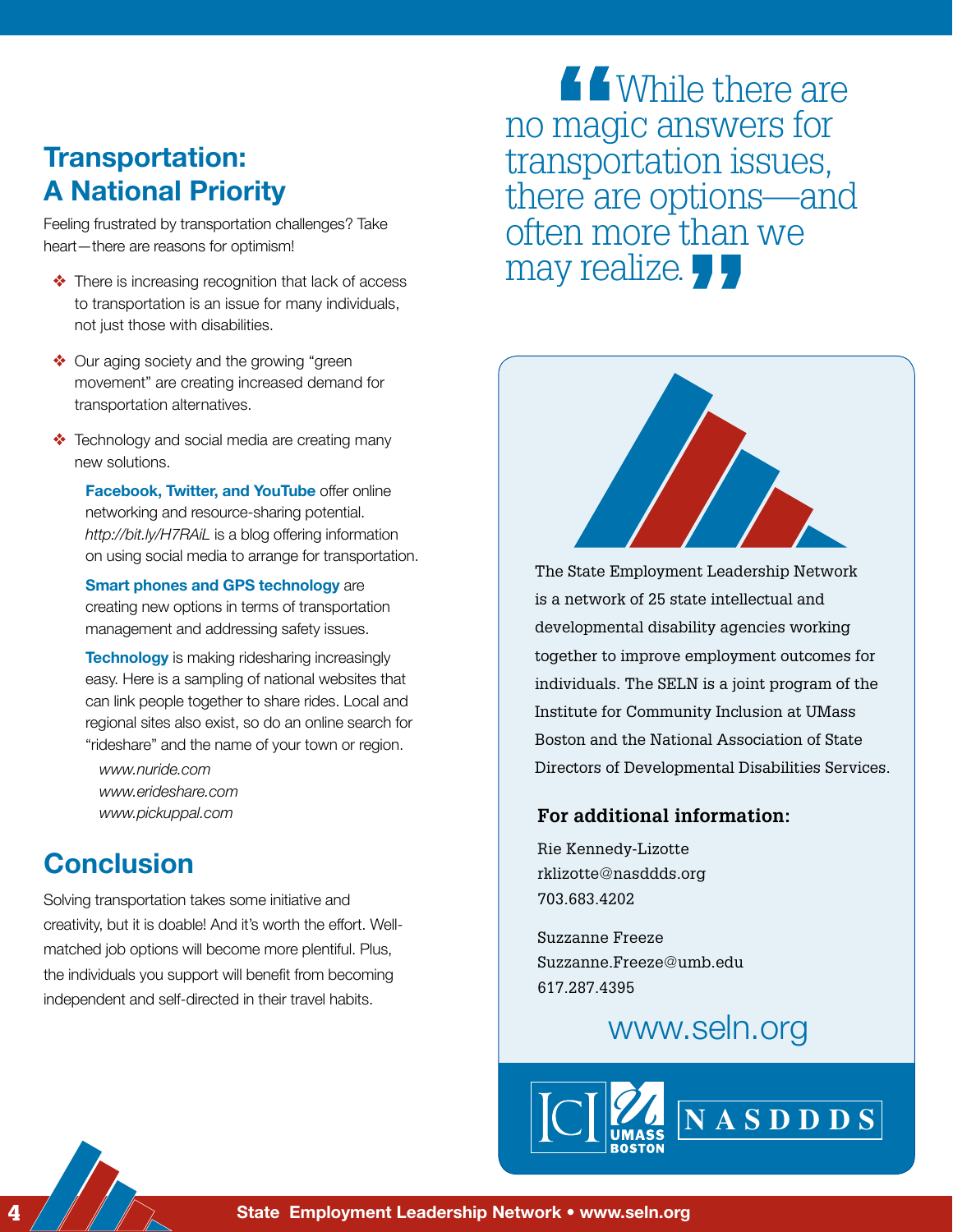## Transportation: A National Priority

Feeling frustrated by transportation challenges? Take heart—there are reasons for optimism!

- There is increasing recognition that lack of access to transportation is an issue for many individuals, not just those with disabilities.
- Our aging society and the growing "green movement" are creating increased demand for transportation alternatives.
- Technology and social media are creating many new solutions.

  **Facebook, Twitter, and YouTube** offer online networking and resource-sharing potential. *http://bit.ly/H7RAiL* is a blog offering information on using social media to arrange for transportation.

  **Smart phones and GPS technology** are creating new options in terms of transportation management and addressing safety issues.

  **Technology** is making ridesharing increasingly easy. Here is a sampling of national websites that can link people together to share rides. Local and regional sites also exist, so do an online search for "rideshare" and the name of your town or region.

  *www.nuride.com*
  *www.erideshare.com*
  *www.pickuppal.com*

## Conclusion

Solving transportation takes some initiative and creativity, but it is doable! And it's worth the effort. Well-matched job options will become more plentiful. Plus, the individuals you support will benefit from becoming independent and self-directed in their travel habits.

> "While there are no magic answers for transportation issues, there are options—and often more than we may realize."

The State Employment Leadership Network is a network of 25 state intellectual and developmental disability agencies working together to improve employment outcomes for individuals. The SELN is a joint program of the Institute for Community Inclusion at UMass Boston and the National Association of State Directors of Developmental Disabilities Services.

**For additional information:**

Rie Kennedy-Lizotte
rklizotte@nasddds.org
703.683.4202

Suzzanne Freeze
Suzzanne.Freeze@umb.edu
617.287.4395

www.seln.org

ICI | UMASS BOSTON | NASDDDS